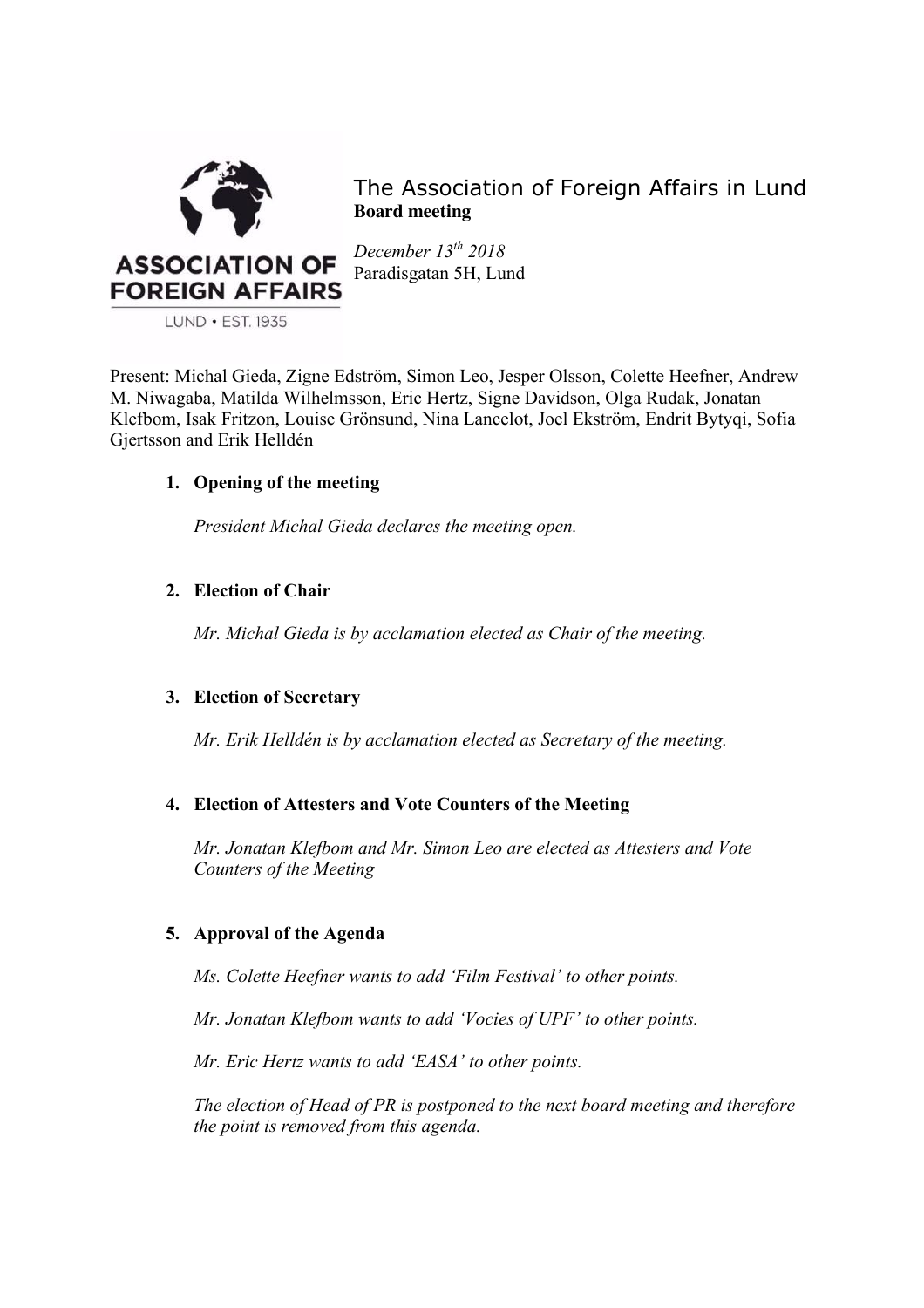# The Association of Foreign Affairs in Lund

**Board meeting**

*December 13th 2018*
Paradisgatan 5H, Lund

Present: Michal Gieda, Zigne Edström, Simon Leo, Jesper Olsson, Colette Heefner, Andrew M. Niwagaba, Matilda Wilhelmsson, Eric Hertz, Signe Davidson, Olga Rudak, Jonatan Klefbom, Isak Fritzon, Louise Grönsund, Nina Lancelot, Joel Ekström, Endrit Bytyqi, Sofia Gjertsson and Erik Helldén

1. **Opening of the meeting**

   *President Michal Gieda declares the meeting open.*

2. **Election of Chair**

   *Mr. Michal Gieda is by acclamation elected as Chair of the meeting.*

3. **Election of Secretary**

   *Mr. Erik Helldén is by acclamation elected as Secretary of the meeting.*

4. **Election of Attesters and Vote Counters of the Meeting**

   *Mr. Jonatan Klefbom and Mr. Simon Leo are elected as Attesters and Vote Counters of the Meeting*

5. **Approval of the Agenda**

   *Ms. Colette Heefner wants to add 'Film Festival' to other points.*

   *Mr. Jonatan Klefbom wants to add 'Vocies of UPF' to other points.*

   *Mr. Eric Hertz wants to add 'EASA' to other points.*

   *The election of Head of PR is postponed to the next board meeting and therefore the point is removed from this agenda.*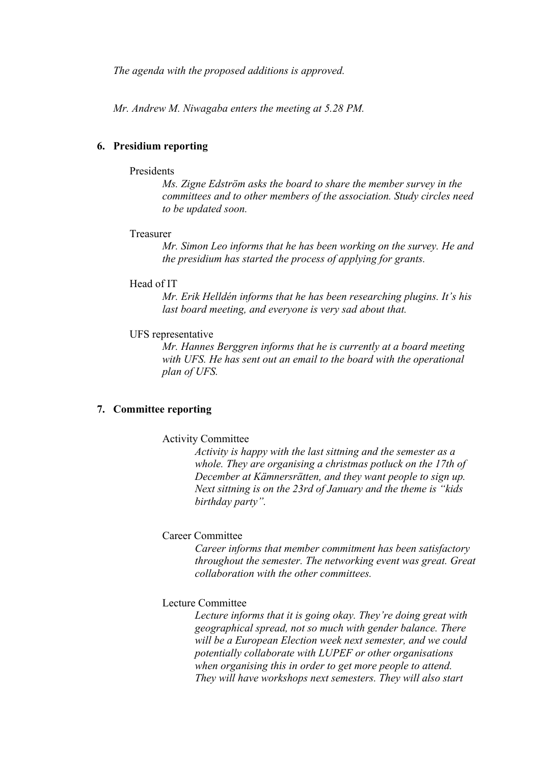*The agenda with the proposed additions is approved.*

*Mr. Andrew M. Niwagaba enters the meeting at 5.28 PM.*

## 6. Presidium reporting

Presidents

*Ms. Zigne Edström asks the board to share the member survey in the committees and to other members of the association. Study circles need to be updated soon.*

Treasurer

*Mr. Simon Leo informs that he has been working on the survey. He and the presidium has started the process of applying for grants.*

Head of IT

*Mr. Erik Helldén informs that he has been researching plugins. It's his last board meeting, and everyone is very sad about that.*

UFS representative

*Mr. Hannes Berggren informs that he is currently at a board meeting with UFS. He has sent out an email to the board with the operational plan of UFS.*

## 7. Committee reporting

Activity Committee

*Activity is happy with the last sittning and the semester as a whole. They are organising a christmas potluck on the 17th of December at Kämnersrätten, and they want people to sign up. Next sittning is on the 23rd of January and the theme is "kids birthday party".*

Career Committee

*Career informs that member commitment has been satisfactory throughout the semester. The networking event was great. Great collaboration with the other committees.*

Lecture Committee

*Lecture informs that it is going okay. They're doing great with geographical spread, not so much with gender balance. There will be a European Election week next semester, and we could potentially collaborate with LUPEF or other organisations when organising this in order to get more people to attend. They will have workshops next semesters. They will also start*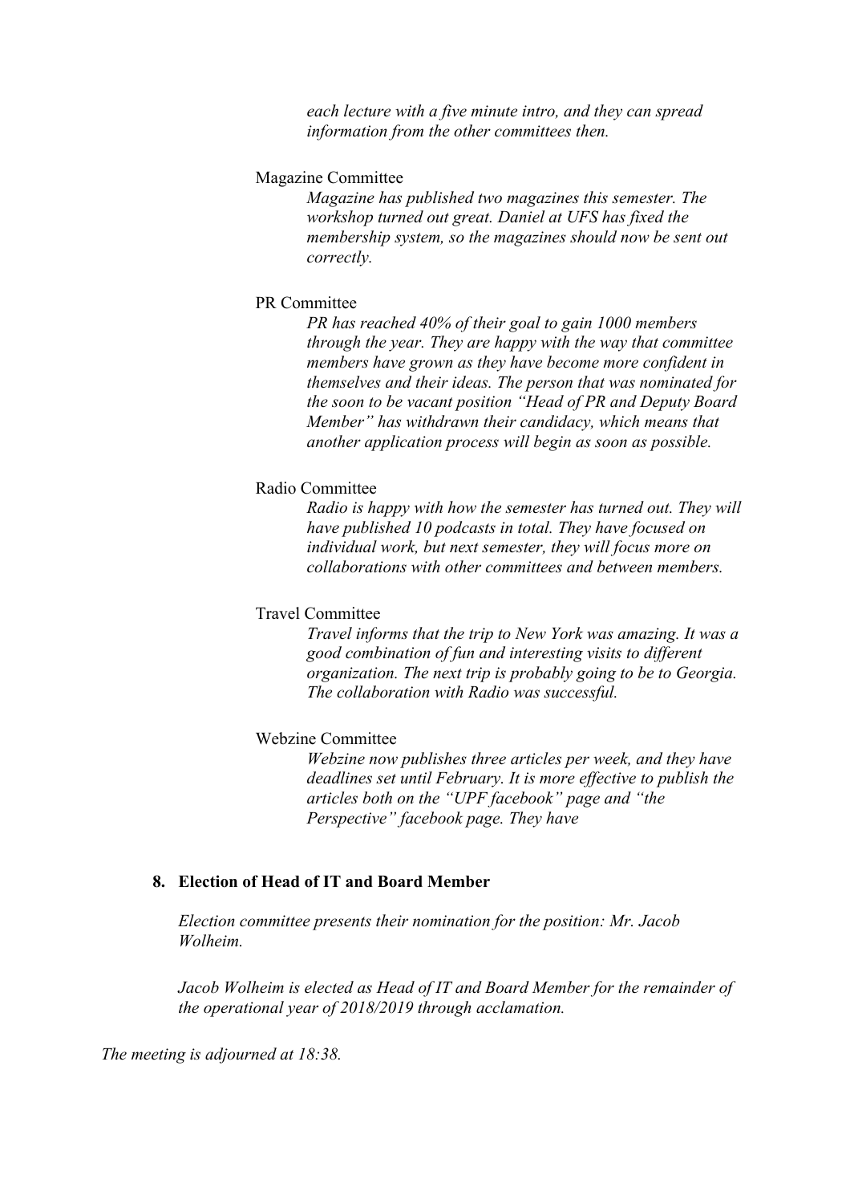*each lecture with a five minute intro, and they can spread information from the other committees then.*

Magazine Committee

*Magazine has published two magazines this semester. The workshop turned out great. Daniel at UFS has fixed the membership system, so the magazines should now be sent out correctly.*

PR Committee

*PR has reached 40% of their goal to gain 1000 members through the year. They are happy with the way that committee members have grown as they have become more confident in themselves and their ideas. The person that was nominated for the soon to be vacant position "Head of PR and Deputy Board Member" has withdrawn their candidacy, which means that another application process will begin as soon as possible.*

Radio Committee

*Radio is happy with how the semester has turned out. They will have published 10 podcasts in total. They have focused on individual work, but next semester, they will focus more on collaborations with other committees and between members.*

Travel Committee

*Travel informs that the trip to New York was amazing. It was a good combination of fun and interesting visits to different organization. The next trip is probably going to be to Georgia. The collaboration with Radio was successful.*

Webzine Committee

*Webzine now publishes three articles per week, and they have deadlines set until February. It is more effective to publish the articles both on the "UPF facebook" page and "the Perspective" facebook page. They have*

**8. Election of Head of IT and Board Member**

*Election committee presents their nomination for the position: Mr. Jacob Wolheim.*

*Jacob Wolheim is elected as Head of IT and Board Member for the remainder of the operational year of 2018/2019 through acclamation.*

*The meeting is adjourned at 18:38.*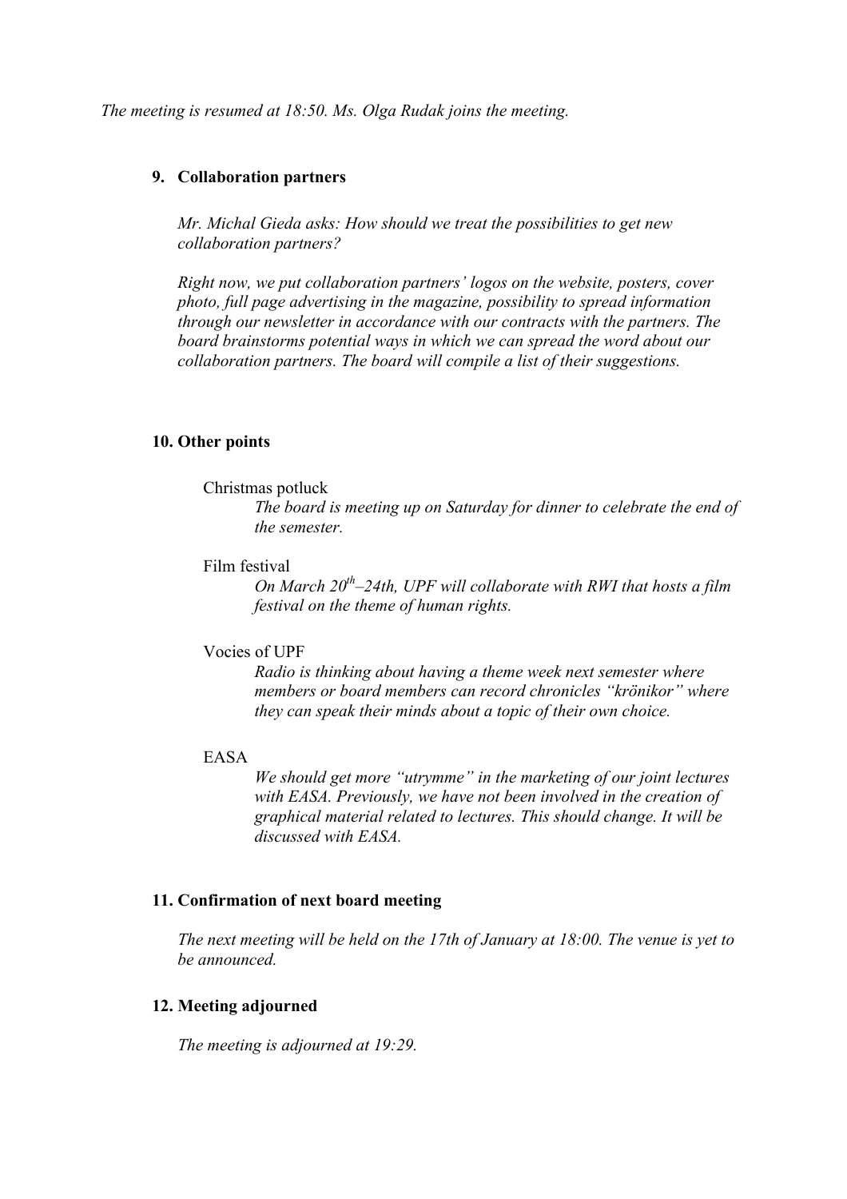*The meeting is resumed at 18:50. Ms. Olga Rudak joins the meeting.*

### 9. Collaboration partners

*Mr. Michal Gieda asks: How should we treat the possibilities to get new collaboration partners?*

*Right now, we put collaboration partners' logos on the website, posters, cover photo, full page advertising in the magazine, possibility to spread information through our newsletter in accordance with our contracts with the partners. The board brainstorms potential ways in which we can spread the word about our collaboration partners. The board will compile a list of their suggestions.*

### 10. Other points

Christmas potluck

*The board is meeting up on Saturday for dinner to celebrate the end of the semester.*

Film festival

*On March 20th–24th, UPF will collaborate with RWI that hosts a film festival on the theme of human rights.*

Vocies of UPF

*Radio is thinking about having a theme week next semester where members or board members can record chronicles "krönikor" where they can speak their minds about a topic of their own choice.*

EASA

*We should get more "utrymme" in the marketing of our joint lectures with EASA. Previously, we have not been involved in the creation of graphical material related to lectures. This should change. It will be discussed with EASA.*

### 11. Confirmation of next board meeting

*The next meeting will be held on the 17th of January at 18:00. The venue is yet to be announced.*

### 12. Meeting adjourned

*The meeting is adjourned at 19:29.*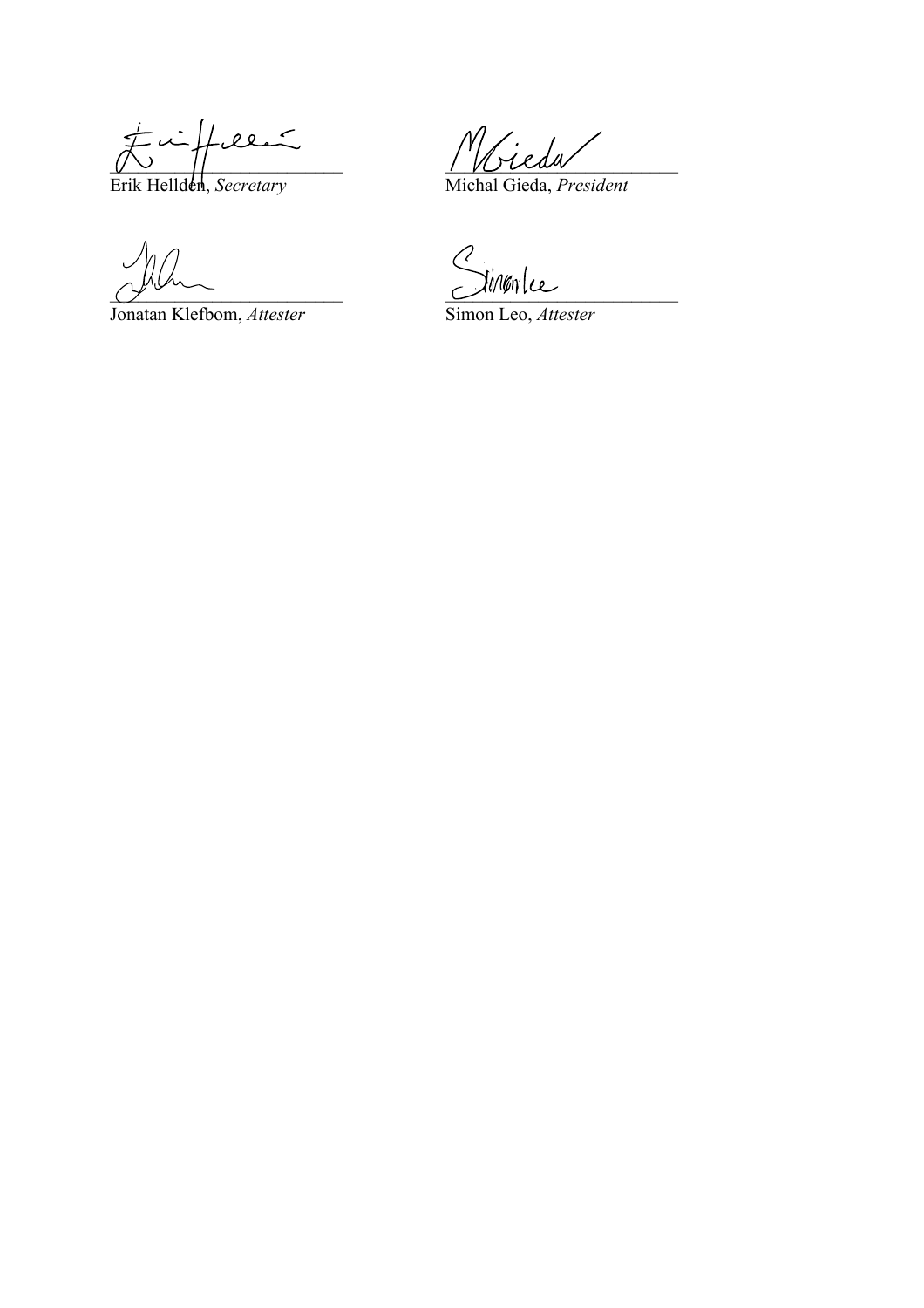\_\_\_\_\_\_\_\_\_\_\_\_\_\_\_\_\_\_\_\_\_\_\_\_\_\_\_
Erik Hellden, *Secretary*

\_\_\_\_\_\_\_\_\_\_\_\_\_\_\_\_\_\_\_\_\_\_\_\_\_\_\_
Michal Gieda, *President*

\_\_\_\_\_\_\_\_\_\_\_\_\_\_\_\_\_\_\_\_\_\_\_\_\_\_\_
Jonatan Klefbom, *Attester*

\_\_\_\_\_\_\_\_\_\_\_\_\_\_\_\_\_\_\_\_\_\_\_\_\_\_\_
Simon Leo, *Attester*